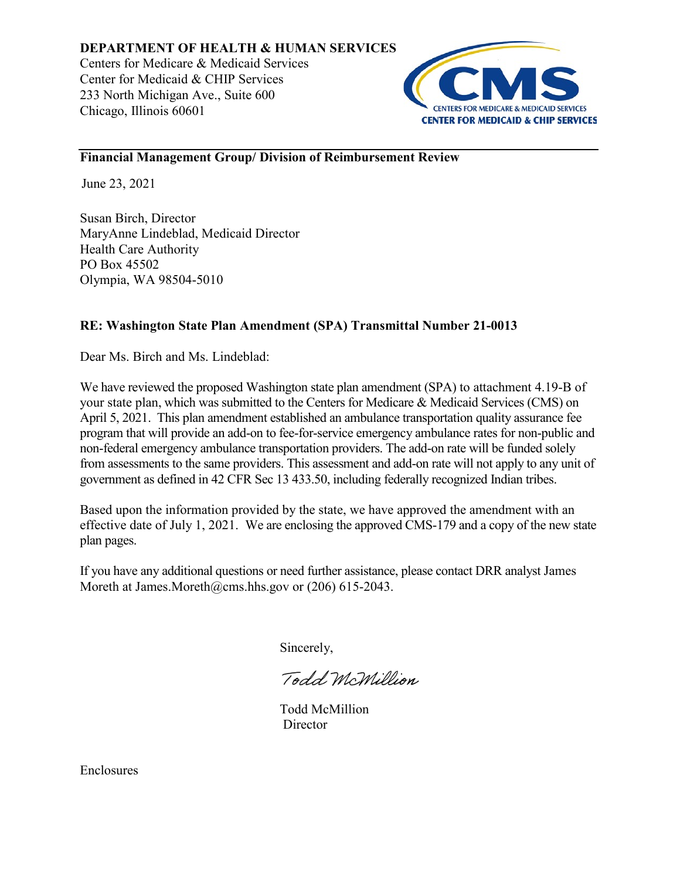**DEPARTMENT OF HEALTH & HUMAN SERVICES**
Centers for Medicare & Medicaid Services
Center for Medicaid & CHIP Services
233 North Michigan Ave., Suite 600
Chicago, Illinois 60601

CMS
CENTERS FOR MEDICARE & MEDICAID SERVICES
CENTER FOR MEDICAID & CHIP SERVICES

**Financial Management Group/ Division of Reimbursement Review**

June 23, 2021

Susan Birch, Director
MaryAnne Lindeblad, Medicaid Director
Health Care Authority
PO Box 45502
Olympia, WA 98504-5010

**RE: Washington State Plan Amendment (SPA) Transmittal Number 21-0013**

Dear Ms. Birch and Ms. Lindeblad:

We have reviewed the proposed Washington state plan amendment (SPA) to attachment 4.19-B of your state plan, which was submitted to the Centers for Medicare & Medicaid Services (CMS) on April 5, 2021. This plan amendment established an ambulance transportation quality assurance fee program that will provide an add-on to fee-for-service emergency ambulance rates for non-public and non-federal emergency ambulance transportation providers. The add-on rate will be funded solely from assessments to the same providers. This assessment and add-on rate will not apply to any unit of government as defined in 42 CFR Sec 13 433.50, including federally recognized Indian tribes.

Based upon the information provided by the state, we have approved the amendment with an effective date of July 1, 2021. We are enclosing the approved CMS-179 and a copy of the new state plan pages.

If you have any additional questions or need further assistance, please contact DRR analyst James Moreth at James.Moreth@cms.hhs.gov or (206) 615-2043.

Sincerely,

*Todd McMillion*

Todd McMillion
Director

Enclosures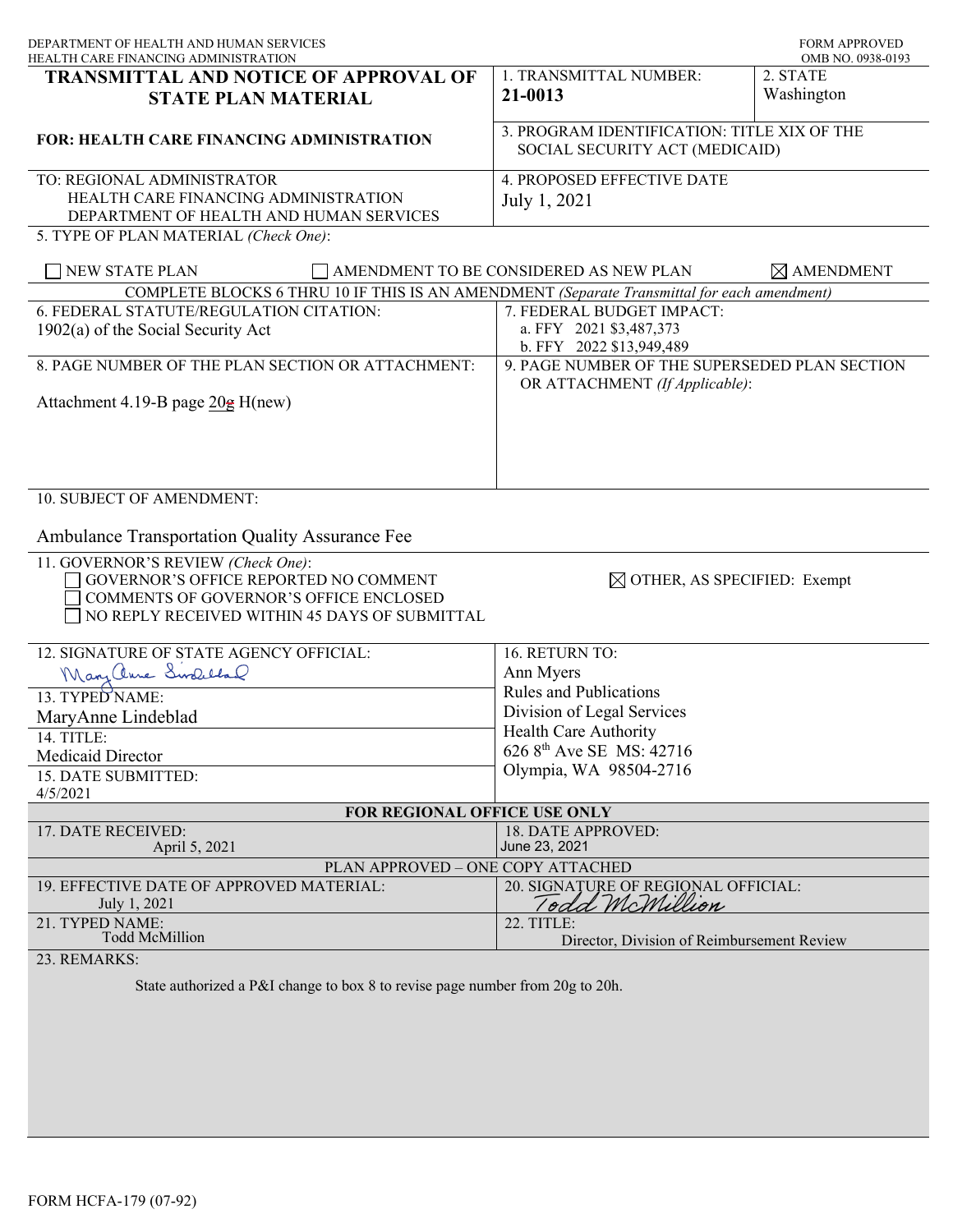DEPARTMENT OF HEALTH AND HUMAN SERVICES
HEALTH CARE FINANCING ADMINISTRATION

FORM APPROVED
OMB NO. 0938-0193

| **TRANSMITTAL AND NOTICE OF APPROVAL OF STATE PLAN MATERIAL** | 1. TRANSMITTAL NUMBER: **21-0013** | 2. STATE Washington |
|---|---|---|
| **FOR: HEALTH CARE FINANCING ADMINISTRATION** | 3. PROGRAM IDENTIFICATION: TITLE XIX OF THE SOCIAL SECURITY ACT (MEDICAID) | |
| TO: REGIONAL ADMINISTRATOR<br>HEALTH CARE FINANCING ADMINISTRATION<br>DEPARTMENT OF HEALTH AND HUMAN SERVICES | 4. PROPOSED EFFECTIVE DATE<br>July 1, 2021 | |

5. TYPE OF PLAN MATERIAL *(Check One)*:

☐ NEW STATE PLAN ☐ AMENDMENT TO BE CONSIDERED AS NEW PLAN ☒ AMENDMENT

COMPLETE BLOCKS 6 THRU 10 IF THIS IS AN AMENDMENT *(Separate Transmittal for each amendment)*

| 6. FEDERAL STATUTE/REGULATION CITATION:<br>1902(a) of the Social Security Act | 7. FEDERAL BUDGET IMPACT:<br>a. FFY 2021 $3,487,373<br>b. FFY 2022 $13,949,489 |
|---|---|
| 8. PAGE NUMBER OF THE PLAN SECTION OR ATTACHMENT:<br><br>Attachment 4.19-B page ~~20g~~ H(new) | 9. PAGE NUMBER OF THE SUPERSEDED PLAN SECTION OR ATTACHMENT *(If Applicable)*: |

10. SUBJECT OF AMENDMENT:

Ambulance Transportation Quality Assurance Fee

11. GOVERNOR'S REVIEW *(Check One)*:

☐ GOVERNOR'S OFFICE REPORTED NO COMMENT
☐ COMMENTS OF GOVERNOR'S OFFICE ENCLOSED
☐ NO REPLY RECEIVED WITHIN 45 DAYS OF SUBMITTAL
☒ OTHER, AS SPECIFIED: Exempt

| 12. SIGNATURE OF STATE AGENCY OFFICIAL:<br>MaryAnne Lindeblad | 16. RETURN TO:<br>Ann Myers<br>Rules and Publications<br>Division of Legal Services<br>Health Care Authority<br>626 8th Ave SE MS: 42716<br>Olympia, WA 98504-2716 |
|---|---|
| 13. TYPED NAME:<br>MaryAnne Lindeblad | |
| 14. TITLE:<br>Medicaid Director | |
| 15. DATE SUBMITTED:<br>4/5/2021 | |

**FOR REGIONAL OFFICE USE ONLY**

| 17. DATE RECEIVED:<br>April 5, 2021 | 18. DATE APPROVED:<br>June 23, 2021 |
|---|---|

PLAN APPROVED – ONE COPY ATTACHED

| 19. EFFECTIVE DATE OF APPROVED MATERIAL:<br>July 1, 2021 | 20. SIGNATURE OF REGIONAL OFFICIAL:<br>Todd McMillion |
|---|---|
| 21. TYPED NAME:<br>Todd McMillion | 22. TITLE:<br>Director, Division of Reimbursement Review |

23. REMARKS:

State authorized a P&I change to box 8 to revise page number from 20g to 20h.

FORM HCFA-179 (07-92)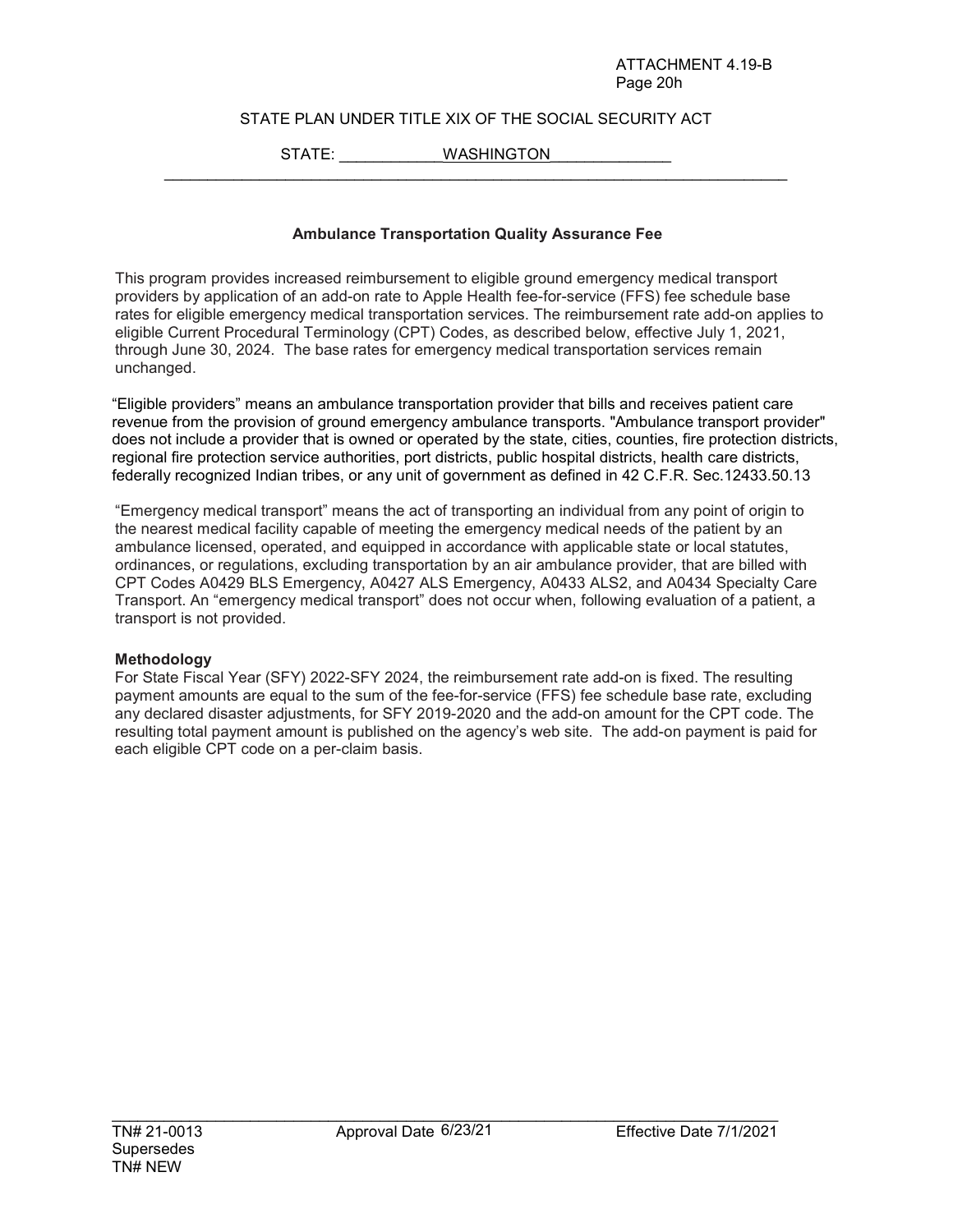ATTACHMENT 4.19-B
Page 20h

STATE PLAN UNDER TITLE XIX OF THE SOCIAL SECURITY ACT

STATE: WASHINGTON

### Ambulance Transportation Quality Assurance Fee

This program provides increased reimbursement to eligible ground emergency medical transport providers by application of an add-on rate to Apple Health fee-for-service (FFS) fee schedule base rates for eligible emergency medical transportation services. The reimbursement rate add-on applies to eligible Current Procedural Terminology (CPT) Codes, as described below, effective July 1, 2021, through June 30, 2024. The base rates for emergency medical transportation services remain unchanged.

"Eligible providers" means an ambulance transportation provider that bills and receives patient care revenue from the provision of ground emergency ambulance transports. "Ambulance transport provider" does not include a provider that is owned or operated by the state, cities, counties, fire protection districts, regional fire protection service authorities, port districts, public hospital districts, health care districts, federally recognized Indian tribes, or any unit of government as defined in 42 C.F.R. Sec.12433.50.13

"Emergency medical transport" means the act of transporting an individual from any point of origin to the nearest medical facility capable of meeting the emergency medical needs of the patient by an ambulance licensed, operated, and equipped in accordance with applicable state or local statutes, ordinances, or regulations, excluding transportation by an air ambulance provider, that are billed with CPT Codes A0429 BLS Emergency, A0427 ALS Emergency, A0433 ALS2, and A0434 Specialty Care Transport. An "emergency medical transport" does not occur when, following evaluation of a patient, a transport is not provided.

**Methodology**

For State Fiscal Year (SFY) 2022-SFY 2024, the reimbursement rate add-on is fixed. The resulting payment amounts are equal to the sum of the fee-for-service (FFS) fee schedule base rate, excluding any declared disaster adjustments, for SFY 2019-2020 and the add-on amount for the CPT code. The resulting total payment amount is published on the agency's web site. The add-on payment is paid for each eligible CPT code on a per-claim basis.

TN# 21-0013 Supersedes TN# NEW | Approval Date 6/23/21 | Effective Date 7/1/2021